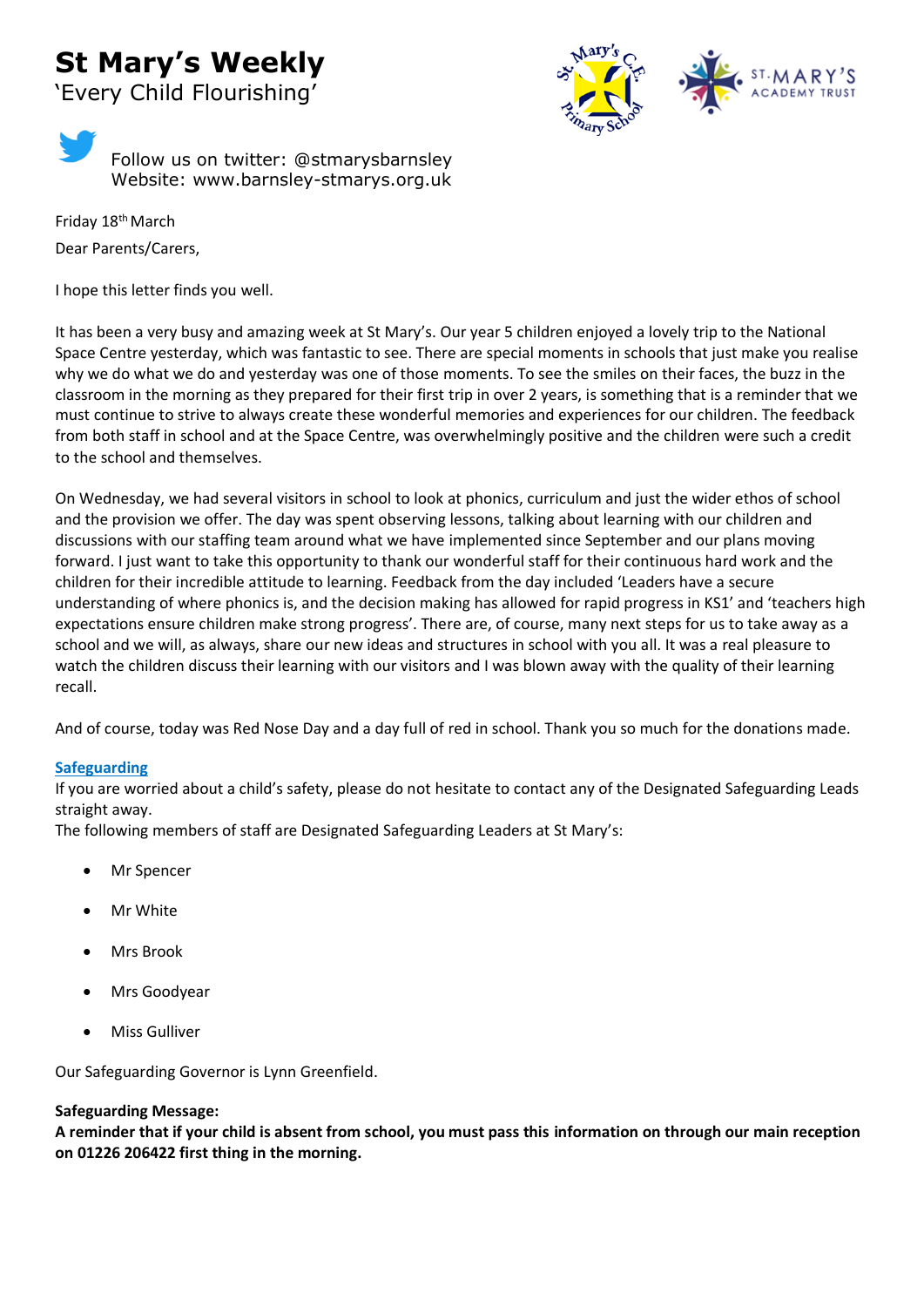# St Mary's Weekly

'Every Child Flourishing'

Follow us on twitter: @stmarysbarnsley
Website: www.barnsley-stmarys.org.uk

Friday 18th March

Dear Parents/Carers,

I hope this letter finds you well.

It has been a very busy and amazing week at St Mary's. Our year 5 children enjoyed a lovely trip to the National Space Centre yesterday, which was fantastic to see. There are special moments in schools that just make you realise why we do what we do and yesterday was one of those moments. To see the smiles on their faces, the buzz in the classroom in the morning as they prepared for their first trip in over 2 years, is something that is a reminder that we must continue to strive to always create these wonderful memories and experiences for our children. The feedback from both staff in school and at the Space Centre, was overwhelmingly positive and the children were such a credit to the school and themselves.

On Wednesday, we had several visitors in school to look at phonics, curriculum and just the wider ethos of school and the provision we offer. The day was spent observing lessons, talking about learning with our children and discussions with our staffing team around what we have implemented since September and our plans moving forward. I just want to take this opportunity to thank our wonderful staff for their continuous hard work and the children for their incredible attitude to learning. Feedback from the day included 'Leaders have a secure understanding of where phonics is, and the decision making has allowed for rapid progress in KS1' and 'teachers high expectations ensure children make strong progress'. There are, of course, many next steps for us to take away as a school and we will, as always, share our new ideas and structures in school with you all. It was a real pleasure to watch the children discuss their learning with our visitors and I was blown away with the quality of their learning recall.

And of course, today was Red Nose Day and a day full of red in school. Thank you so much for the donations made.

## Safeguarding

If you are worried about a child's safety, please do not hesitate to contact any of the Designated Safeguarding Leads straight away.

The following members of staff are Designated Safeguarding Leaders at St Mary's:

- Mr Spencer
- Mr White
- Mrs Brook
- Mrs Goodyear
- Miss Gulliver

Our Safeguarding Governor is Lynn Greenfield.

**Safeguarding Message:**

**A reminder that if your child is absent from school, you must pass this information on through our main reception on 01226 206422 first thing in the morning.**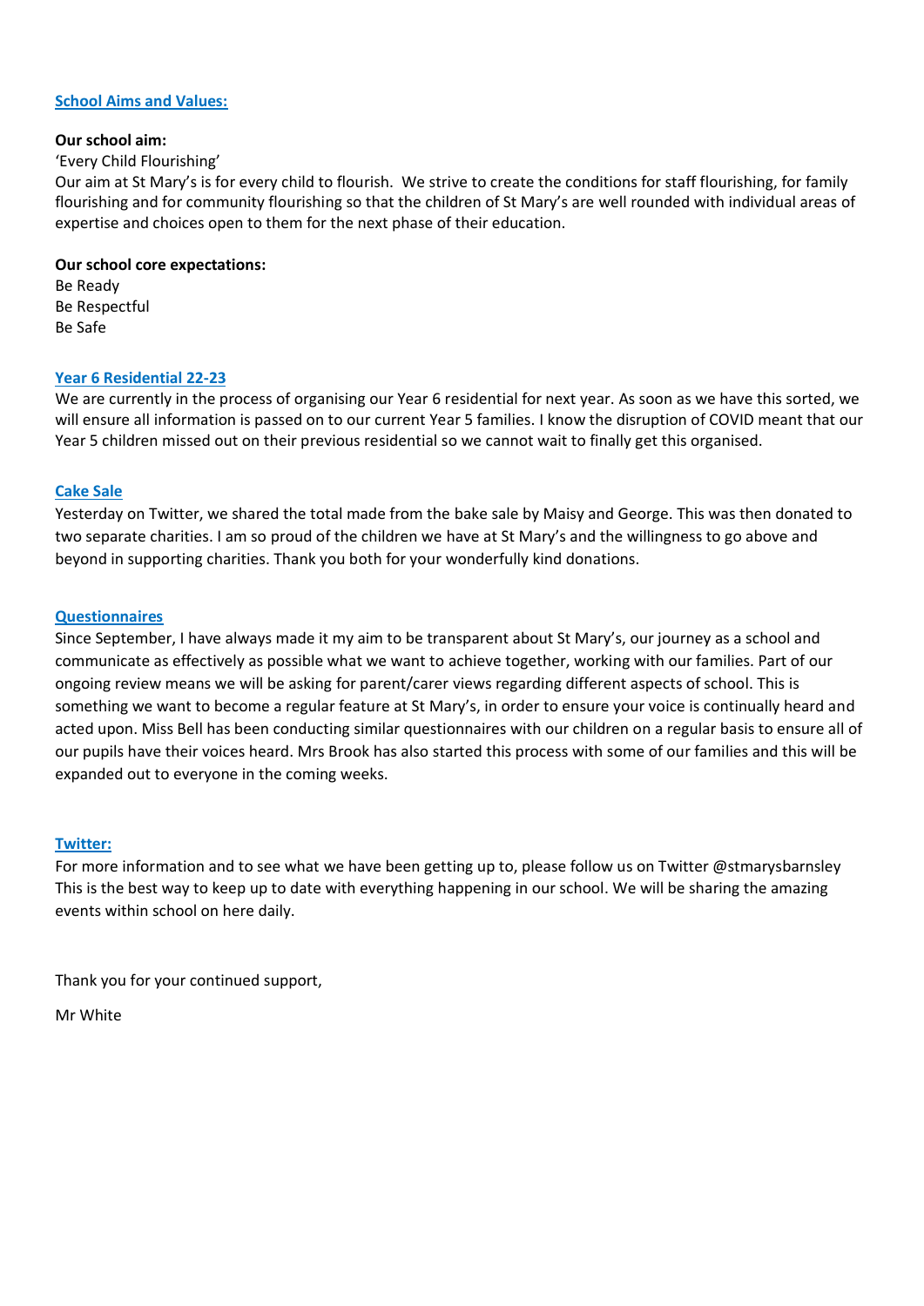## School Aims and Values:

**Our school aim:**

'Every Child Flourishing'

Our aim at St Mary's is for every child to flourish. We strive to create the conditions for staff flourishing, for family flourishing and for community flourishing so that the children of St Mary's are well rounded with individual areas of expertise and choices open to them for the next phase of their education.

**Our school core expectations:**

Be Ready
Be Respectful
Be Safe

## Year 6 Residential 22-23

We are currently in the process of organising our Year 6 residential for next year. As soon as we have this sorted, we will ensure all information is passed on to our current Year 5 families. I know the disruption of COVID meant that our Year 5 children missed out on their previous residential so we cannot wait to finally get this organised.

## Cake Sale

Yesterday on Twitter, we shared the total made from the bake sale by Maisy and George. This was then donated to two separate charities. I am so proud of the children we have at St Mary's and the willingness to go above and beyond in supporting charities. Thank you both for your wonderfully kind donations.

## Questionnaires

Since September, I have always made it my aim to be transparent about St Mary's, our journey as a school and communicate as effectively as possible what we want to achieve together, working with our families. Part of our ongoing review means we will be asking for parent/carer views regarding different aspects of school. This is something we want to become a regular feature at St Mary's, in order to ensure your voice is continually heard and acted upon. Miss Bell has been conducting similar questionnaires with our children on a regular basis to ensure all of our pupils have their voices heard. Mrs Brook has also started this process with some of our families and this will be expanded out to everyone in the coming weeks.

## Twitter:

For more information and to see what we have been getting up to, please follow us on Twitter @stmarysbarnsley
This is the best way to keep up to date with everything happening in our school. We will be sharing the amazing events within school on here daily.

Thank you for your continued support,

Mr White